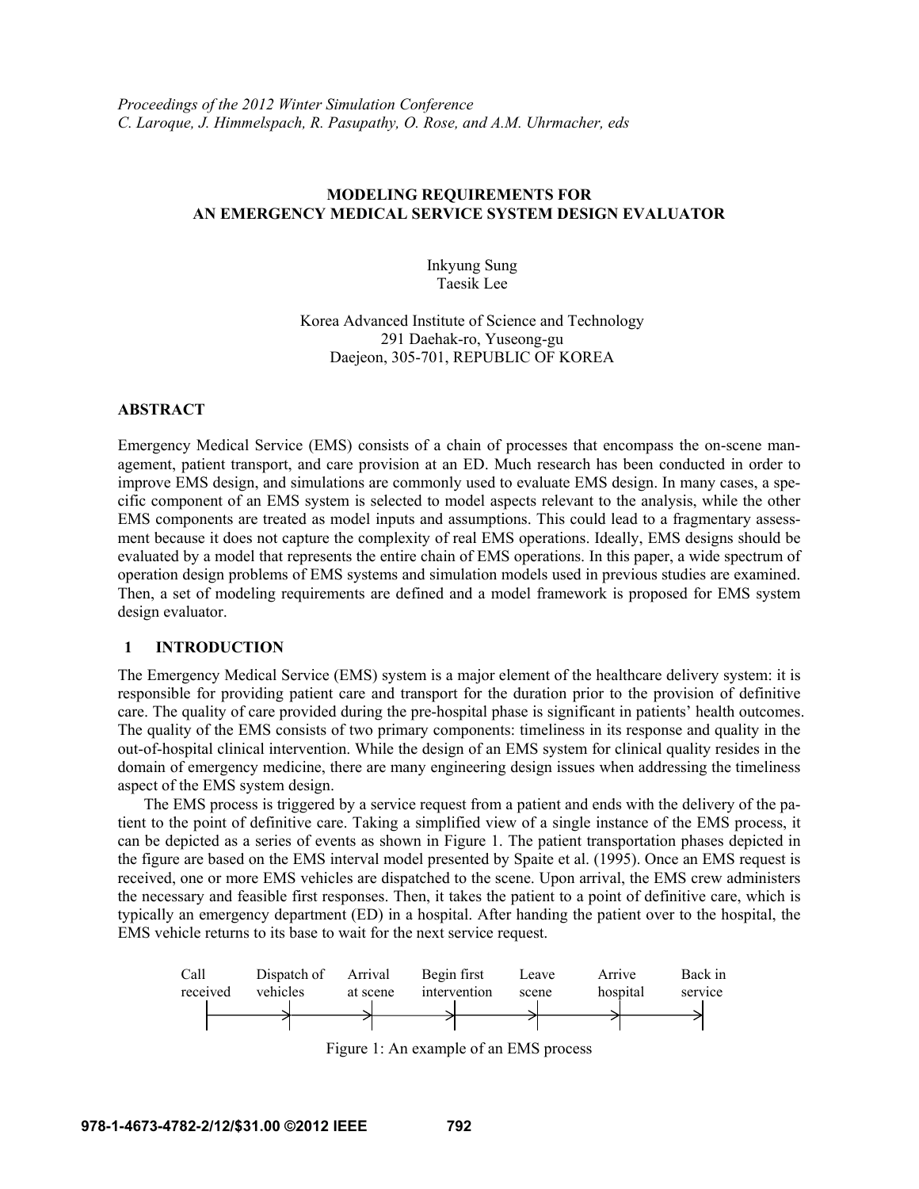*Proceedings of the 2012 Winter Simulation Conference*
*C. Laroque, J. Himmelspach, R. Pasupathy, O. Rose, and A.M. Uhrmacher, eds*

# MODELING REQUIREMENTS FOR AN EMERGENCY MEDICAL SERVICE SYSTEM DESIGN EVALUATOR

Inkyung Sung
Taesik Lee

Korea Advanced Institute of Science and Technology
291 Daehak-ro, Yuseong-gu
Daejeon, 305-701, REPUBLIC OF KOREA

## ABSTRACT

Emergency Medical Service (EMS) consists of a chain of processes that encompass the on-scene management, patient transport, and care provision at an ED. Much research has been conducted in order to improve EMS design, and simulations are commonly used to evaluate EMS design. In many cases, a specific component of an EMS system is selected to model aspects relevant to the analysis, while the other EMS components are treated as model inputs and assumptions. This could lead to a fragmentary assessment because it does not capture the complexity of real EMS operations. Ideally, EMS designs should be evaluated by a model that represents the entire chain of EMS operations. In this paper, a wide spectrum of operation design problems of EMS systems and simulation models used in previous studies are examined. Then, a set of modeling requirements are defined and a model framework is proposed for EMS system design evaluator.

## 1 INTRODUCTION

The Emergency Medical Service (EMS) system is a major element of the healthcare delivery system: it is responsible for providing patient care and transport for the duration prior to the provision of definitive care. The quality of care provided during the pre-hospital phase is significant in patients' health outcomes. The quality of the EMS consists of two primary components: timeliness in its response and quality in the out-of-hospital clinical intervention. While the design of an EMS system for clinical quality resides in the domain of emergency medicine, there are many engineering design issues when addressing the timeliness aspect of the EMS system design.

The EMS process is triggered by a service request from a patient and ends with the delivery of the patient to the point of definitive care. Taking a simplified view of a single instance of the EMS process, it can be depicted as a series of events as shown in Figure 1. The patient transportation phases depicted in the figure are based on the EMS interval model presented by Spaite et al. (1995). Once an EMS request is received, one or more EMS vehicles are dispatched to the scene. Upon arrival, the EMS crew administers the necessary and feasible first responses. Then, it takes the patient to a point of definitive care, which is typically an emergency department (ED) in a hospital. After handing the patient over to the hospital, the EMS vehicle returns to its base to wait for the next service request.

Call received → Dispatch of vehicles → Arrival at scene → Begin first intervention → Leave scene → Arrive hospital → Back in service

Figure 1: An example of an EMS process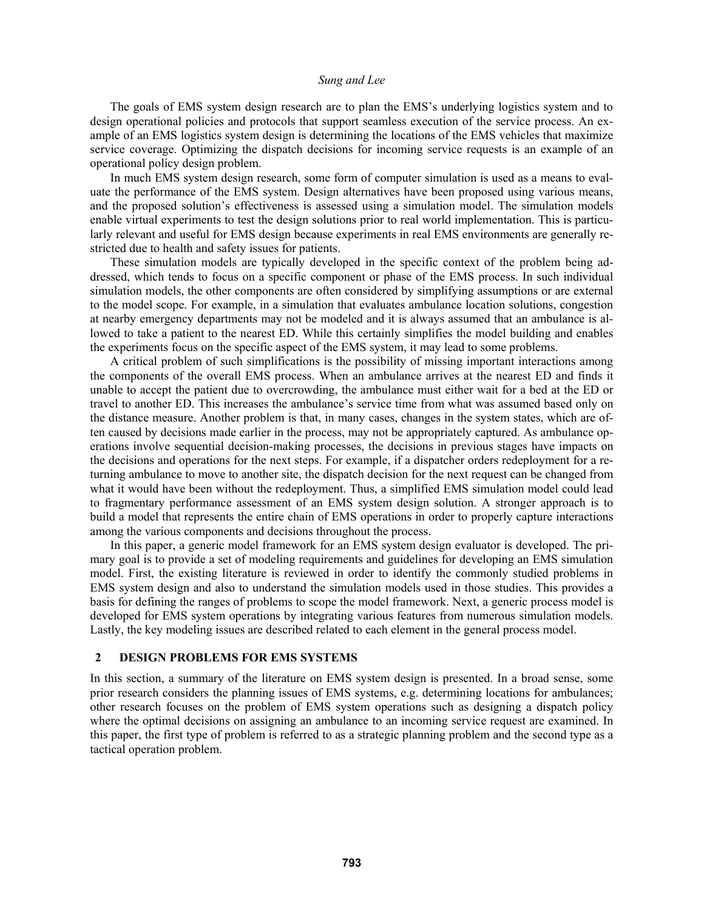The goals of EMS system design research are to plan the EMS's underlying logistics system and to design operational policies and protocols that support seamless execution of the service process. An example of an EMS logistics system design is determining the locations of the EMS vehicles that maximize service coverage. Optimizing the dispatch decisions for incoming service requests is an example of an operational policy design problem.

In much EMS system design research, some form of computer simulation is used as a means to evaluate the performance of the EMS system. Design alternatives have been proposed using various means, and the proposed solution's effectiveness is assessed using a simulation model. The simulation models enable virtual experiments to test the design solutions prior to real world implementation. This is particularly relevant and useful for EMS design because experiments in real EMS environments are generally restricted due to health and safety issues for patients.

These simulation models are typically developed in the specific context of the problem being addressed, which tends to focus on a specific component or phase of the EMS process. In such individual simulation models, the other components are often considered by simplifying assumptions or are external to the model scope. For example, in a simulation that evaluates ambulance location solutions, congestion at nearby emergency departments may not be modeled and it is always assumed that an ambulance is allowed to take a patient to the nearest ED. While this certainly simplifies the model building and enables the experiments focus on the specific aspect of the EMS system, it may lead to some problems.

A critical problem of such simplifications is the possibility of missing important interactions among the components of the overall EMS process. When an ambulance arrives at the nearest ED and finds it unable to accept the patient due to overcrowding, the ambulance must either wait for a bed at the ED or travel to another ED. This increases the ambulance's service time from what was assumed based only on the distance measure. Another problem is that, in many cases, changes in the system states, which are often caused by decisions made earlier in the process, may not be appropriately captured. As ambulance operations involve sequential decision-making processes, the decisions in previous stages have impacts on the decisions and operations for the next steps. For example, if a dispatcher orders redeployment for a returning ambulance to move to another site, the dispatch decision for the next request can be changed from what it would have been without the redeployment. Thus, a simplified EMS simulation model could lead to fragmentary performance assessment of an EMS system design solution. A stronger approach is to build a model that represents the entire chain of EMS operations in order to properly capture interactions among the various components and decisions throughout the process.

In this paper, a generic model framework for an EMS system design evaluator is developed. The primary goal is to provide a set of modeling requirements and guidelines for developing an EMS simulation model. First, the existing literature is reviewed in order to identify the commonly studied problems in EMS system design and also to understand the simulation models used in those studies. This provides a basis for defining the ranges of problems to scope the model framework. Next, a generic process model is developed for EMS system operations by integrating various features from numerous simulation models. Lastly, the key modeling issues are described related to each element in the general process model.

## 2 DESIGN PROBLEMS FOR EMS SYSTEMS

In this section, a summary of the literature on EMS system design is presented. In a broad sense, some prior research considers the planning issues of EMS systems, e.g. determining locations for ambulances; other research focuses on the problem of EMS system operations such as designing a dispatch policy where the optimal decisions on assigning an ambulance to an incoming service request are examined. In this paper, the first type of problem is referred to as a strategic planning problem and the second type as a tactical operation problem.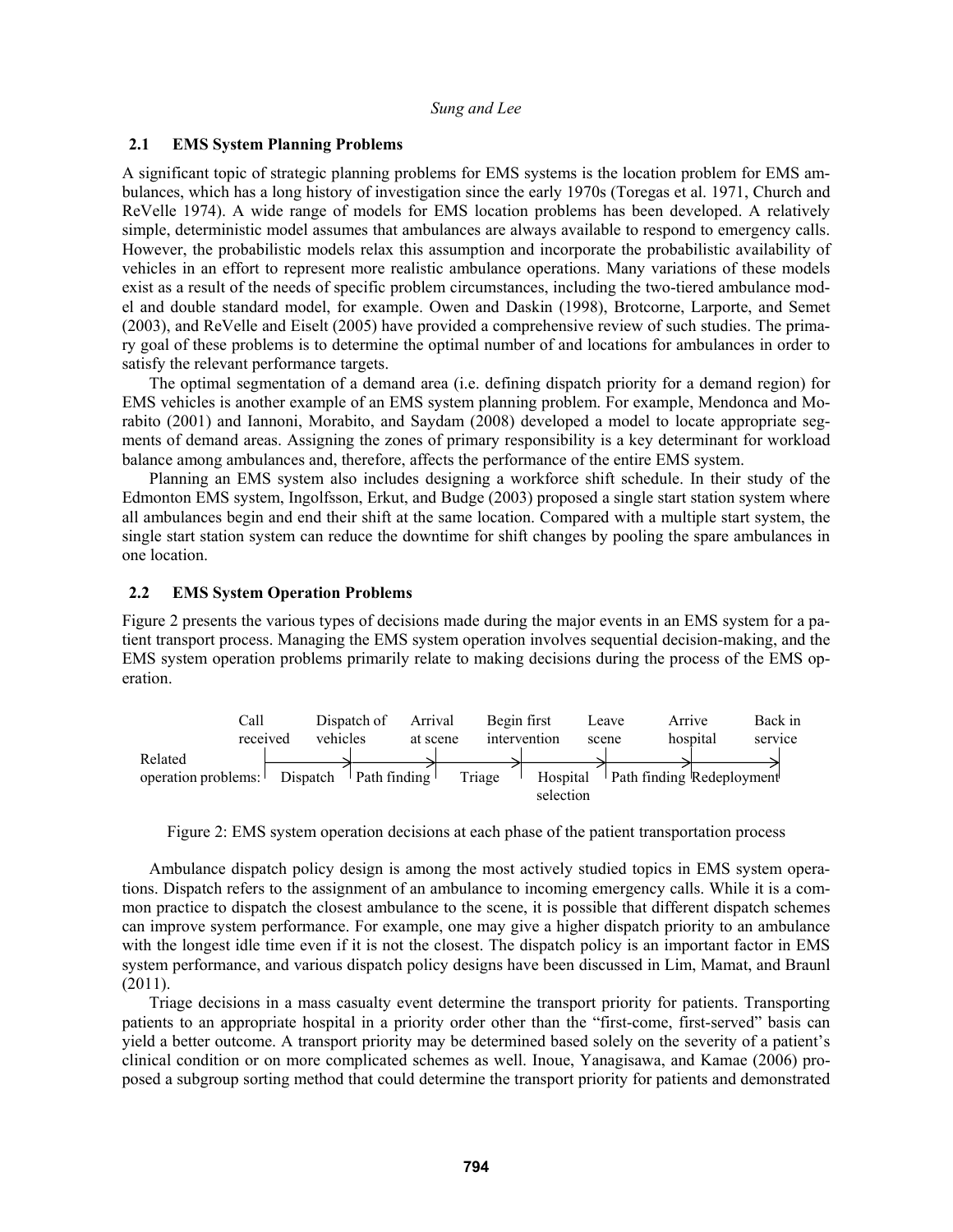### 2.1 EMS System Planning Problems

A significant topic of strategic planning problems for EMS systems is the location problem for EMS ambulances, which has a long history of investigation since the early 1970s (Toregas et al. 1971, Church and ReVelle 1974). A wide range of models for EMS location problems has been developed. A relatively simple, deterministic model assumes that ambulances are always available to respond to emergency calls. However, the probabilistic models relax this assumption and incorporate the probabilistic availability of vehicles in an effort to represent more realistic ambulance operations. Many variations of these models exist as a result of the needs of specific problem circumstances, including the two-tiered ambulance model and double standard model, for example. Owen and Daskin (1998), Brotcorne, Larporte, and Semet (2003), and ReVelle and Eiselt (2005) have provided a comprehensive review of such studies. The primary goal of these problems is to determine the optimal number of and locations for ambulances in order to satisfy the relevant performance targets.

The optimal segmentation of a demand area (i.e. defining dispatch priority for a demand region) for EMS vehicles is another example of an EMS system planning problem. For example, Mendonca and Morabito (2001) and Iannoni, Morabito, and Saydam (2008) developed a model to locate appropriate segments of demand areas. Assigning the zones of primary responsibility is a key determinant for workload balance among ambulances and, therefore, affects the performance of the entire EMS system.

Planning an EMS system also includes designing a workforce shift schedule. In their study of the Edmonton EMS system, Ingolfsson, Erkut, and Budge (2003) proposed a single start station system where all ambulances begin and end their shift at the same location. Compared with a multiple start system, the single start station system can reduce the downtime for shift changes by pooling the spare ambulances in one location.

### 2.2 EMS System Operation Problems

Figure 2 presents the various types of decisions made during the major events in an EMS system for a patient transport process. Managing the EMS system operation involves sequential decision-making, and the EMS system operation problems primarily relate to making decisions during the process of the EMS operation.

| | Call received | Dispatch of vehicles | Arrival at scene | Begin first intervention | Leave scene | Arrive hospital | Back in service |
|---|---|---|---|---|---|---|---|
| Related operation problems: | Dispatch | Path finding | Triage | Hospital selection | Path finding | Redeployment | |

Figure 2: EMS system operation decisions at each phase of the patient transportation process

Ambulance dispatch policy design is among the most actively studied topics in EMS system operations. Dispatch refers to the assignment of an ambulance to incoming emergency calls. While it is a common practice to dispatch the closest ambulance to the scene, it is possible that different dispatch schemes can improve system performance. For example, one may give a higher dispatch priority to an ambulance with the longest idle time even if it is not the closest. The dispatch policy is an important factor in EMS system performance, and various dispatch policy designs have been discussed in Lim, Mamat, and Braunl (2011).

Triage decisions in a mass casualty event determine the transport priority for patients. Transporting patients to an appropriate hospital in a priority order other than the "first-come, first-served" basis can yield a better outcome. A transport priority may be determined based solely on the severity of a patient's clinical condition or on more complicated schemes as well. Inoue, Yanagisawa, and Kamae (2006) proposed a subgroup sorting method that could determine the transport priority for patients and demonstrated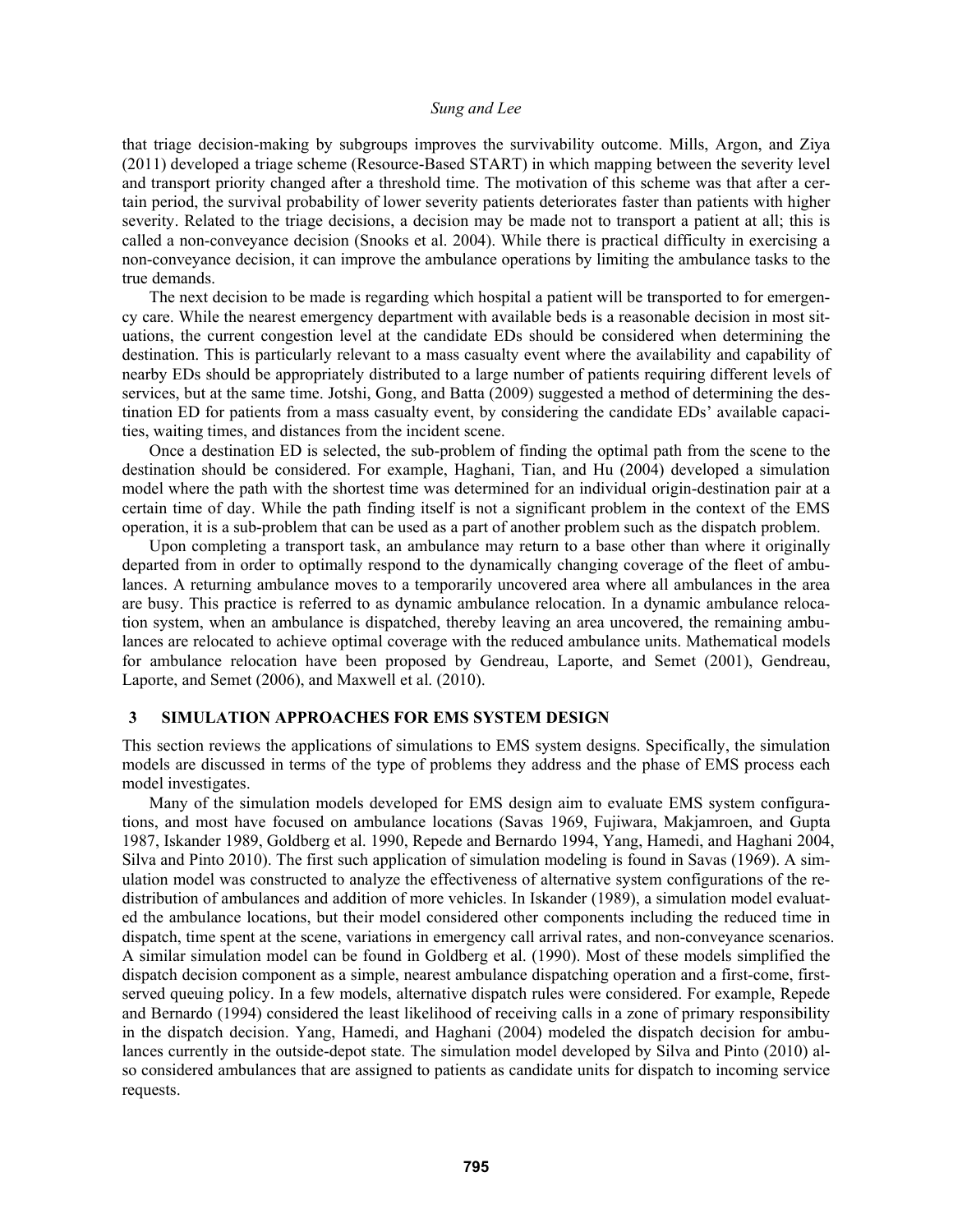that triage decision-making by subgroups improves the survivability outcome. Mills, Argon, and Ziya (2011) developed a triage scheme (Resource-Based START) in which mapping between the severity level and transport priority changed after a threshold time. The motivation of this scheme was that after a certain period, the survival probability of lower severity patients deteriorates faster than patients with higher severity. Related to the triage decisions, a decision may be made not to transport a patient at all; this is called a non-conveyance decision (Snooks et al. 2004). While there is practical difficulty in exercising a non-conveyance decision, it can improve the ambulance operations by limiting the ambulance tasks to the true demands.

The next decision to be made is regarding which hospital a patient will be transported to for emergency care. While the nearest emergency department with available beds is a reasonable decision in most situations, the current congestion level at the candidate EDs should be considered when determining the destination. This is particularly relevant to a mass casualty event where the availability and capability of nearby EDs should be appropriately distributed to a large number of patients requiring different levels of services, but at the same time. Jotshi, Gong, and Batta (2009) suggested a method of determining the destination ED for patients from a mass casualty event, by considering the candidate EDs' available capacities, waiting times, and distances from the incident scene.

Once a destination ED is selected, the sub-problem of finding the optimal path from the scene to the destination should be considered. For example, Haghani, Tian, and Hu (2004) developed a simulation model where the path with the shortest time was determined for an individual origin-destination pair at a certain time of day. While the path finding itself is not a significant problem in the context of the EMS operation, it is a sub-problem that can be used as a part of another problem such as the dispatch problem.

Upon completing a transport task, an ambulance may return to a base other than where it originally departed from in order to optimally respond to the dynamically changing coverage of the fleet of ambulances. A returning ambulance moves to a temporarily uncovered area where all ambulances in the area are busy. This practice is referred to as dynamic ambulance relocation. In a dynamic ambulance relocation system, when an ambulance is dispatched, thereby leaving an area uncovered, the remaining ambulances are relocated to achieve optimal coverage with the reduced ambulance units. Mathematical models for ambulance relocation have been proposed by Gendreau, Laporte, and Semet (2001), Gendreau, Laporte, and Semet (2006), and Maxwell et al. (2010).

## 3 SIMULATION APPROACHES FOR EMS SYSTEM DESIGN

This section reviews the applications of simulations to EMS system designs. Specifically, the simulation models are discussed in terms of the type of problems they address and the phase of EMS process each model investigates.

Many of the simulation models developed for EMS design aim to evaluate EMS system configurations, and most have focused on ambulance locations (Savas 1969, Fujiwara, Makjamroen, and Gupta 1987, Iskander 1989, Goldberg et al. 1990, Repede and Bernardo 1994, Yang, Hamedi, and Haghani 2004, Silva and Pinto 2010). The first such application of simulation modeling is found in Savas (1969). A simulation model was constructed to analyze the effectiveness of alternative system configurations of the redistribution of ambulances and addition of more vehicles. In Iskander (1989), a simulation model evaluated the ambulance locations, but their model considered other components including the reduced time in dispatch, time spent at the scene, variations in emergency call arrival rates, and non-conveyance scenarios. A similar simulation model can be found in Goldberg et al. (1990). Most of these models simplified the dispatch decision component as a simple, nearest ambulance dispatching operation and a first-come, first-served queuing policy. In a few models, alternative dispatch rules were considered. For example, Repede and Bernardo (1994) considered the least likelihood of receiving calls in a zone of primary responsibility in the dispatch decision. Yang, Hamedi, and Haghani (2004) modeled the dispatch decision for ambulances currently in the outside-depot state. The simulation model developed by Silva and Pinto (2010) also considered ambulances that are assigned to patients as candidate units for dispatch to incoming service requests.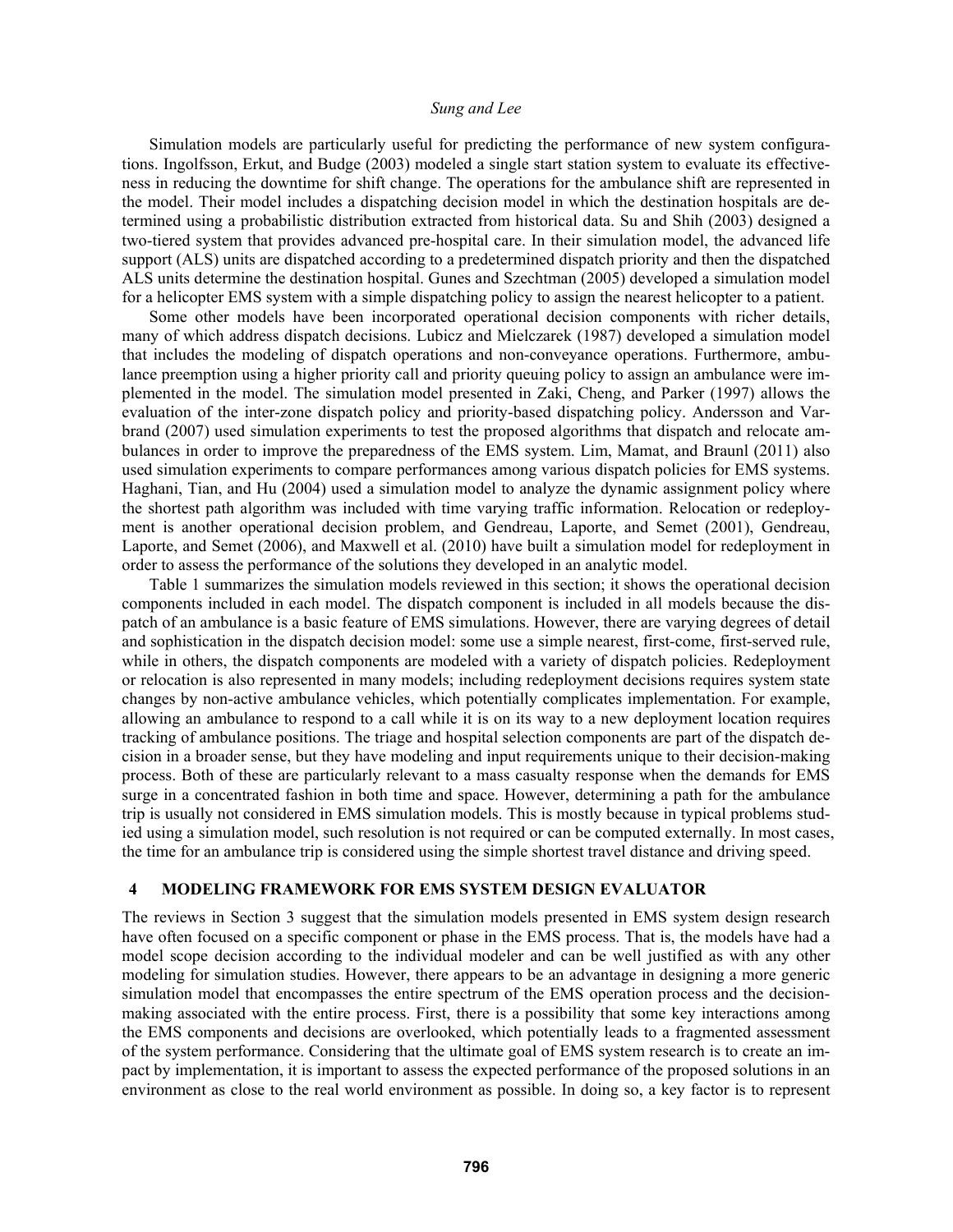Simulation models are particularly useful for predicting the performance of new system configurations. Ingolfsson, Erkut, and Budge (2003) modeled a single start station system to evaluate its effectiveness in reducing the downtime for shift change. The operations for the ambulance shift are represented in the model. Their model includes a dispatching decision model in which the destination hospitals are determined using a probabilistic distribution extracted from historical data. Su and Shih (2003) designed a two-tiered system that provides advanced pre-hospital care. In their simulation model, the advanced life support (ALS) units are dispatched according to a predetermined dispatch priority and then the dispatched ALS units determine the destination hospital. Gunes and Szechtman (2005) developed a simulation model for a helicopter EMS system with a simple dispatching policy to assign the nearest helicopter to a patient.

Some other models have been incorporated operational decision components with richer details, many of which address dispatch decisions. Lubicz and Mielczarek (1987) developed a simulation model that includes the modeling of dispatch operations and non-conveyance operations. Furthermore, ambulance preemption using a higher priority call and priority queuing policy to assign an ambulance were implemented in the model. The simulation model presented in Zaki, Cheng, and Parker (1997) allows the evaluation of the inter-zone dispatch policy and priority-based dispatching policy. Andersson and Varbrand (2007) used simulation experiments to test the proposed algorithms that dispatch and relocate ambulances in order to improve the preparedness of the EMS system. Lim, Mamat, and Braunl (2011) also used simulation experiments to compare performances among various dispatch policies for EMS systems. Haghani, Tian, and Hu (2004) used a simulation model to analyze the dynamic assignment policy where the shortest path algorithm was included with time varying traffic information. Relocation or redeployment is another operational decision problem, and Gendreau, Laporte, and Semet (2001), Gendreau, Laporte, and Semet (2006), and Maxwell et al. (2010) have built a simulation model for redeployment in order to assess the performance of the solutions they developed in an analytic model.

Table 1 summarizes the simulation models reviewed in this section; it shows the operational decision components included in each model. The dispatch component is included in all models because the dispatch of an ambulance is a basic feature of EMS simulations. However, there are varying degrees of detail and sophistication in the dispatch decision model: some use a simple nearest, first-come, first-served rule, while in others, the dispatch components are modeled with a variety of dispatch policies. Redeployment or relocation is also represented in many models; including redeployment decisions requires system state changes by non-active ambulance vehicles, which potentially complicates implementation. For example, allowing an ambulance to respond to a call while it is on its way to a new deployment location requires tracking of ambulance positions. The triage and hospital selection components are part of the dispatch decision in a broader sense, but they have modeling and input requirements unique to their decision-making process. Both of these are particularly relevant to a mass casualty response when the demands for EMS surge in a concentrated fashion in both time and space. However, determining a path for the ambulance trip is usually not considered in EMS simulation models. This is mostly because in typical problems studied using a simulation model, such resolution is not required or can be computed externally. In most cases, the time for an ambulance trip is considered using the simple shortest travel distance and driving speed.

## 4 MODELING FRAMEWORK FOR EMS SYSTEM DESIGN EVALUATOR

The reviews in Section 3 suggest that the simulation models presented in EMS system design research have often focused on a specific component or phase in the EMS process. That is, the models have had a model scope decision according to the individual modeler and can be well justified as with any other modeling for simulation studies. However, there appears to be an advantage in designing a more generic simulation model that encompasses the entire spectrum of the EMS operation process and the decision-making associated with the entire process. First, there is a possibility that some key interactions among the EMS components and decisions are overlooked, which potentially leads to a fragmented assessment of the system performance. Considering that the ultimate goal of EMS system research is to create an impact by implementation, it is important to assess the expected performance of the proposed solutions in an environment as close to the real world environment as possible. In doing so, a key factor is to represent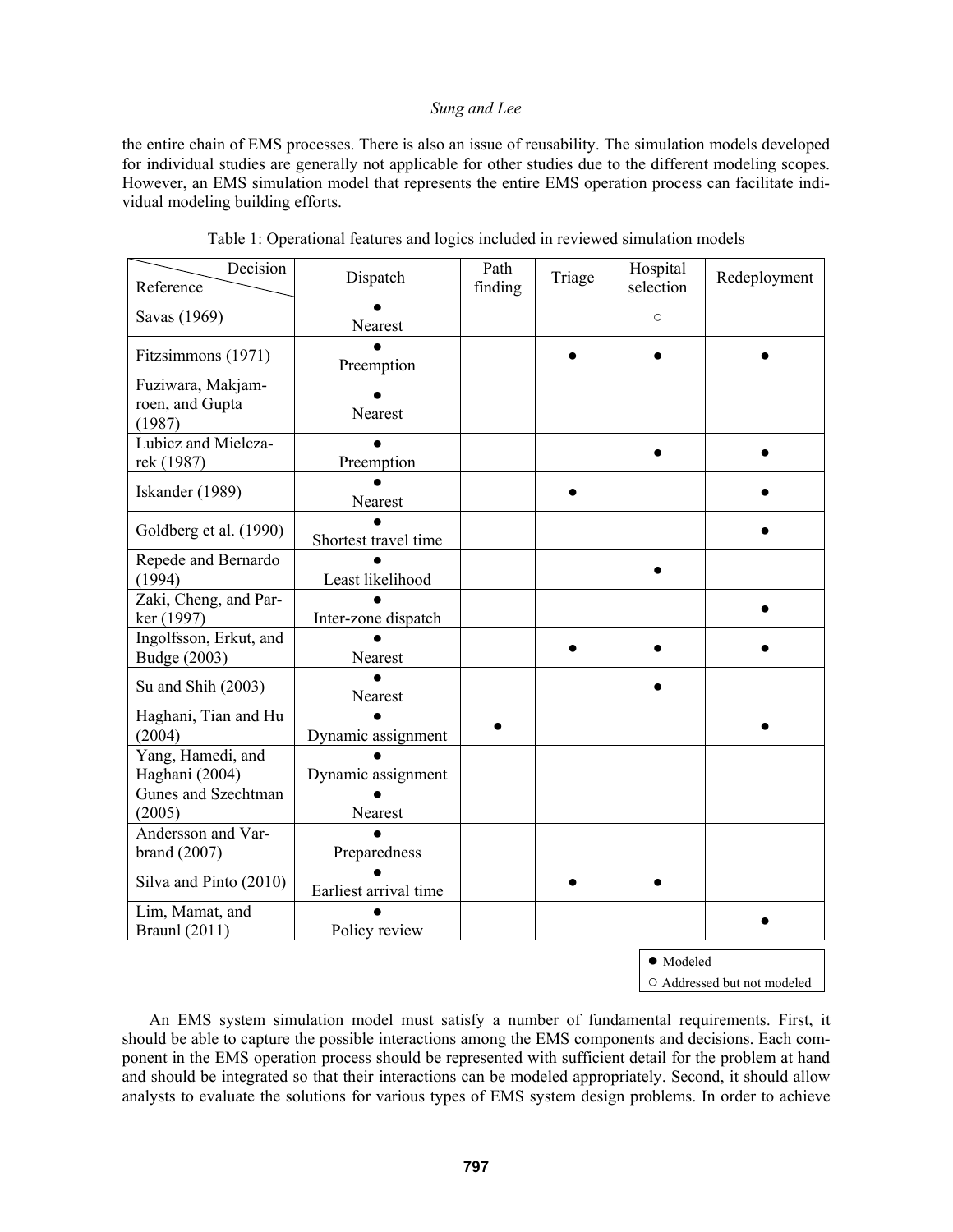the entire chain of EMS processes. There is also an issue of reusability. The simulation models developed for individual studies are generally not applicable for other studies due to the different modeling scopes. However, an EMS simulation model that represents the entire EMS operation process can facilitate individual modeling building efforts.

Table 1: Operational features and logics included in reviewed simulation models

| Reference \ Decision | Dispatch | Path finding | Triage | Hospital selection | Redeployment |
|---|---|---|---|---|---|
| Savas (1969) | ● Nearest | | | ○ | |
| Fitzsimmons (1971) | ● Preemption | | ● | ● | ● |
| Fuziwara, Makjamroen, and Gupta (1987) | ● Nearest | | | | |
| Lubicz and Mielczarek (1987) | ● Preemption | | | ● | ● |
| Iskander (1989) | ● Nearest | | ● | | ● |
| Goldberg et al. (1990) | ● Shortest travel time | | | | ● |
| Repede and Bernardo (1994) | ● Least likelihood | | | ● | |
| Zaki, Cheng, and Parker (1997) | ● Inter-zone dispatch | | | | ● |
| Ingolfsson, Erkut, and Budge (2003) | ● Nearest | | ● | ● | ● |
| Su and Shih (2003) | ● Nearest | | | ● | |
| Haghani, Tian and Hu (2004) | ● Dynamic assignment | ● | | | ● |
| Yang, Hamedi, and Haghani (2004) | ● Dynamic assignment | | | | |
| Gunes and Szechtman (2005) | ● Nearest | | | | |
| Andersson and Varbrand (2007) | ● Preparedness | | | | |
| Silva and Pinto (2010) | ● Earliest arrival time | | ● | ● | |
| Lim, Mamat, and Braunl (2011) | ● Policy review | | | | ● |

● Modeled
○ Addressed but not modeled

An EMS system simulation model must satisfy a number of fundamental requirements. First, it should be able to capture the possible interactions among the EMS components and decisions. Each component in the EMS operation process should be represented with sufficient detail for the problem at hand and should be integrated so that their interactions can be modeled appropriately. Second, it should allow analysts to evaluate the solutions for various types of EMS system design problems. In order to achieve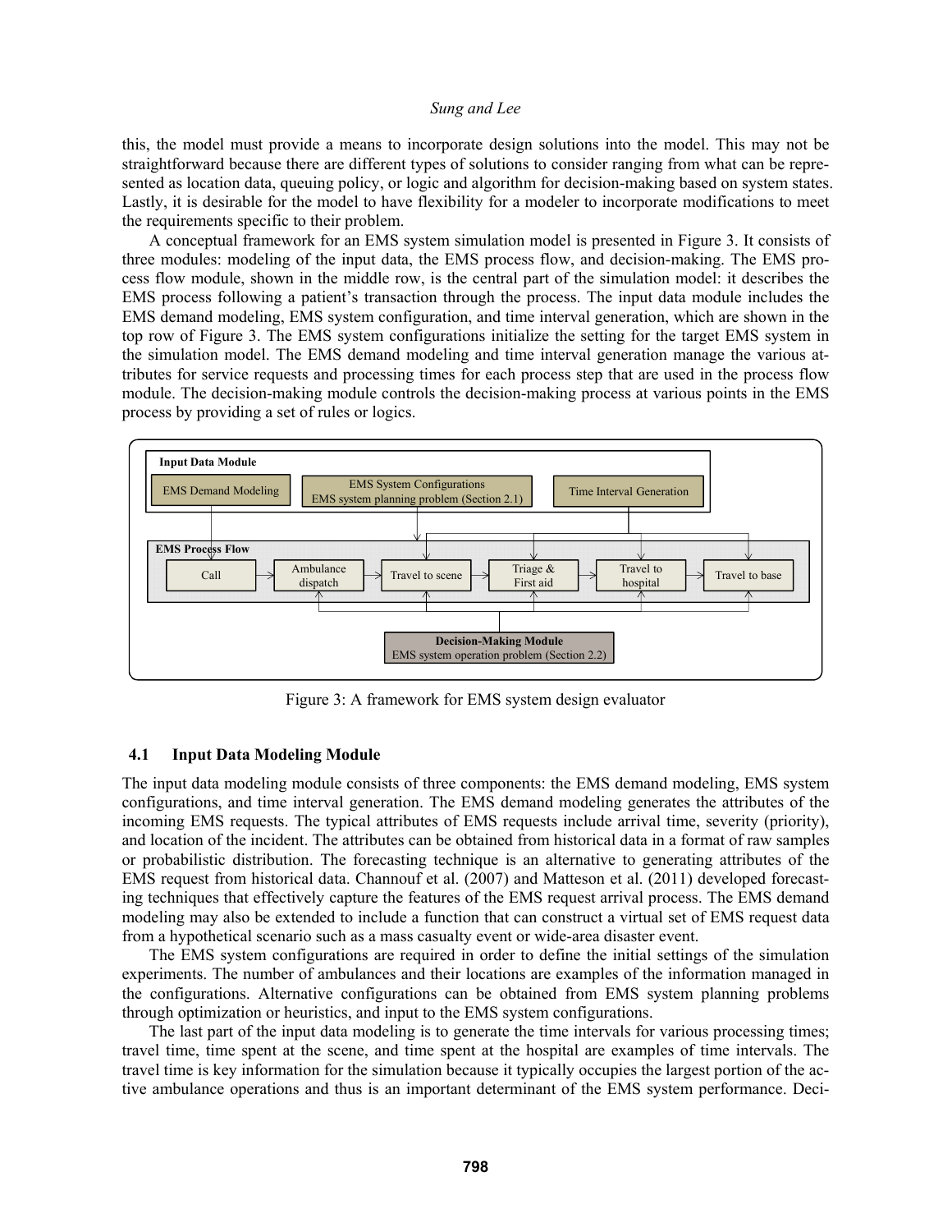this, the model must provide a means to incorporate design solutions into the model. This may not be straightforward because there are different types of solutions to consider ranging from what can be represented as location data, queuing policy, or logic and algorithm for decision-making based on system states. Lastly, it is desirable for the model to have flexibility for a modeler to incorporate modifications to meet the requirements specific to their problem.

A conceptual framework for an EMS system simulation model is presented in Figure 3. It consists of three modules: modeling of the input data, the EMS process flow, and decision-making. The EMS process flow module, shown in the middle row, is the central part of the simulation model: it describes the EMS process following a patient's transaction through the process. The input data module includes the EMS demand modeling, EMS system configuration, and time interval generation, which are shown in the top row of Figure 3. The EMS system configurations initialize the setting for the target EMS system in the simulation model. The EMS demand modeling and time interval generation manage the various attributes for service requests and processing times for each process step that are used in the process flow module. The decision-making module controls the decision-making process at various points in the EMS process by providing a set of rules or logics.

Input Data Module: EMS Demand Modeling; EMS System Configurations — EMS system planning problem (Section 2.1); Time Interval Generation

EMS Process Flow: Call → Ambulance dispatch → Travel to scene → Triage & First aid → Travel to hospital → Travel to base

Decision-Making Module: EMS system operation problem (Section 2.2)

Figure 3: A framework for EMS system design evaluator

### 4.1 Input Data Modeling Module

The input data modeling module consists of three components: the EMS demand modeling, EMS system configurations, and time interval generation. The EMS demand modeling generates the attributes of the incoming EMS requests. The typical attributes of EMS requests include arrival time, severity (priority), and location of the incident. The attributes can be obtained from historical data in a format of raw samples or probabilistic distribution. The forecasting technique is an alternative to generating attributes of the EMS request from historical data. Channouf et al. (2007) and Matteson et al. (2011) developed forecasting techniques that effectively capture the features of the EMS request arrival process. The EMS demand modeling may also be extended to include a function that can construct a virtual set of EMS request data from a hypothetical scenario such as a mass casualty event or wide-area disaster event.

The EMS system configurations are required in order to define the initial settings of the simulation experiments. The number of ambulances and their locations are examples of the information managed in the configurations. Alternative configurations can be obtained from EMS system planning problems through optimization or heuristics, and input to the EMS system configurations.

The last part of the input data modeling is to generate the time intervals for various processing times; travel time, time spent at the scene, and time spent at the hospital are examples of time intervals. The travel time is key information for the simulation because it typically occupies the largest portion of the active ambulance operations and thus is an important determinant of the EMS system performance. Deci-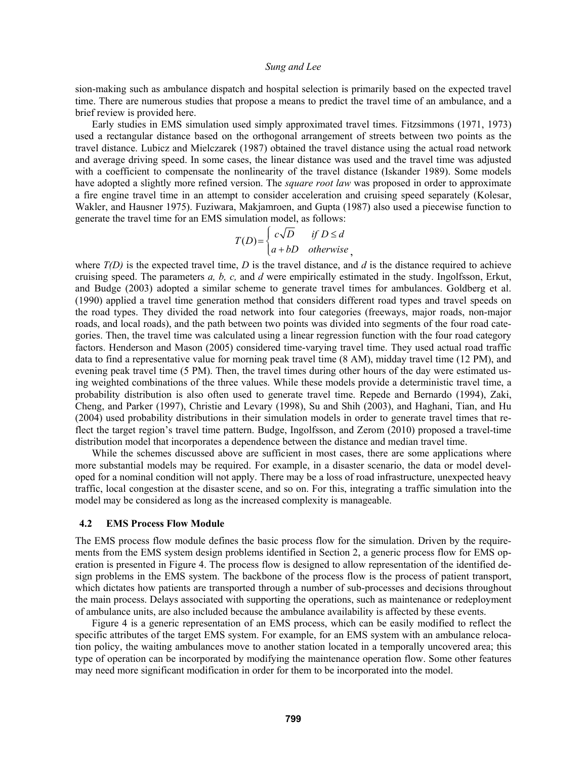sion-making such as ambulance dispatch and hospital selection is primarily based on the expected travel time. There are numerous studies that propose a means to predict the travel time of an ambulance, and a brief review is provided here.

Early studies in EMS simulation used simply approximated travel times. Fitzsimmons (1971, 1973) used a rectangular distance based on the orthogonal arrangement of streets between two points as the travel distance. Lubicz and Mielczarek (1987) obtained the travel distance using the actual road network and average driving speed. In some cases, the linear distance was used and the travel time was adjusted with a coefficient to compensate the nonlinearity of the travel distance (Iskander 1989). Some models have adopted a slightly more refined version. The *square root law* was proposed in order to approximate a fire engine travel time in an attempt to consider acceleration and cruising speed separately (Kolesar, Wakler, and Hausner 1975). Fuziwara, Makjamroen, and Gupta (1987) also used a piecewise function to generate the travel time for an EMS simulation model, as follows:

$$T(D) = \begin{cases} c\sqrt{D} & \text{if } D \le d \\ a + bD & \text{otherwise} \end{cases},$$

where *T(D)* is the expected travel time, *D* is the travel distance, and *d* is the distance required to achieve cruising speed. The parameters *a, b, c,* and *d* were empirically estimated in the study. Ingolfsson, Erkut, and Budge (2003) adopted a similar scheme to generate travel times for ambulances. Goldberg et al. (1990) applied a travel time generation method that considers different road types and travel speeds on the road types. They divided the road network into four categories (freeways, major roads, non-major roads, and local roads), and the path between two points was divided into segments of the four road categories. Then, the travel time was calculated using a linear regression function with the four road category factors. Henderson and Mason (2005) considered time-varying travel time. They used actual road traffic data to find a representative value for morning peak travel time (8 AM), midday travel time (12 PM), and evening peak travel time (5 PM). Then, the travel times during other hours of the day were estimated using weighted combinations of the three values. While these models provide a deterministic travel time, a probability distribution is also often used to generate travel time. Repede and Bernardo (1994), Zaki, Cheng, and Parker (1997), Christie and Levary (1998), Su and Shih (2003), and Haghani, Tian, and Hu (2004) used probability distributions in their simulation models in order to generate travel times that reflect the target region's travel time pattern. Budge, Ingolfsson, and Zerom (2010) proposed a travel-time distribution model that incorporates a dependence between the distance and median travel time.

While the schemes discussed above are sufficient in most cases, there are some applications where more substantial models may be required. For example, in a disaster scenario, the data or model developed for a nominal condition will not apply. There may be a loss of road infrastructure, unexpected heavy traffic, local congestion at the disaster scene, and so on. For this, integrating a traffic simulation into the model may be considered as long as the increased complexity is manageable.

### 4.2 EMS Process Flow Module

The EMS process flow module defines the basic process flow for the simulation. Driven by the requirements from the EMS system design problems identified in Section 2, a generic process flow for EMS operation is presented in Figure 4. The process flow is designed to allow representation of the identified design problems in the EMS system. The backbone of the process flow is the process of patient transport, which dictates how patients are transported through a number of sub-processes and decisions throughout the main process. Delays associated with supporting the operations, such as maintenance or redeployment of ambulance units, are also included because the ambulance availability is affected by these events.

Figure 4 is a generic representation of an EMS process, which can be easily modified to reflect the specific attributes of the target EMS system. For example, for an EMS system with an ambulance relocation policy, the waiting ambulances move to another station located in a temporally uncovered area; this type of operation can be incorporated by modifying the maintenance operation flow. Some other features may need more significant modification in order for them to be incorporated into the model.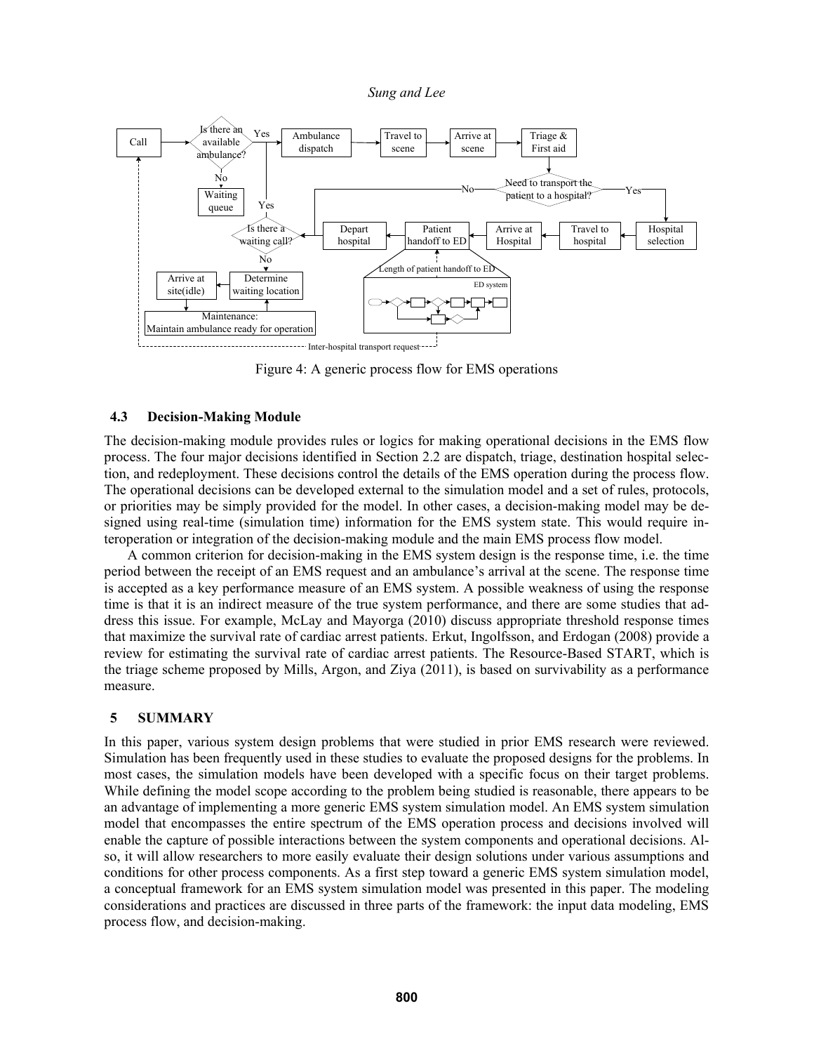Figure 4: A generic process flow for EMS operations

### 4.3 Decision-Making Module

The decision-making module provides rules or logics for making operational decisions in the EMS flow process. The four major decisions identified in Section 2.2 are dispatch, triage, destination hospital selection, and redeployment. These decisions control the details of the EMS operation during the process flow. The operational decisions can be developed external to the simulation model and a set of rules, protocols, or priorities may be simply provided for the model. In other cases, a decision-making model may be designed using real-time (simulation time) information for the EMS system state. This would require interoperation or integration of the decision-making module and the main EMS process flow model.

A common criterion for decision-making in the EMS system design is the response time, i.e. the time period between the receipt of an EMS request and an ambulance's arrival at the scene. The response time is accepted as a key performance measure of an EMS system. A possible weakness of using the response time is that it is an indirect measure of the true system performance, and there are some studies that address this issue. For example, McLay and Mayorga (2010) discuss appropriate threshold response times that maximize the survival rate of cardiac arrest patients. Erkut, Ingolfsson, and Erdogan (2008) provide a review for estimating the survival rate of cardiac arrest patients. The Resource-Based START, which is the triage scheme proposed by Mills, Argon, and Ziya (2011), is based on survivability as a performance measure.

## 5 SUMMARY

In this paper, various system design problems that were studied in prior EMS research were reviewed. Simulation has been frequently used in these studies to evaluate the proposed designs for the problems. In most cases, the simulation models have been developed with a specific focus on their target problems. While defining the model scope according to the problem being studied is reasonable, there appears to be an advantage of implementing a more generic EMS system simulation model. An EMS system simulation model that encompasses the entire spectrum of the EMS operation process and decisions involved will enable the capture of possible interactions between the system components and operational decisions. Also, it will allow researchers to more easily evaluate their design solutions under various assumptions and conditions for other process components. As a first step toward a generic EMS system simulation model, a conceptual framework for an EMS system simulation model was presented in this paper. The modeling considerations and practices are discussed in three parts of the framework: the input data modeling, EMS process flow, and decision-making.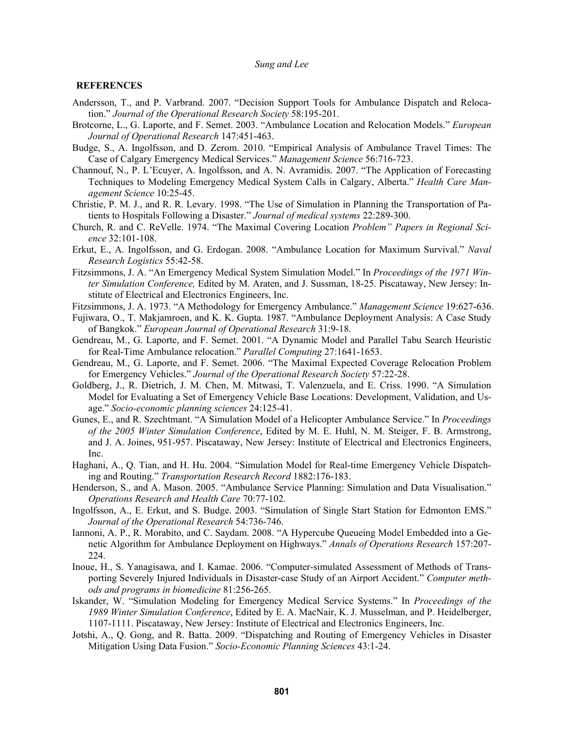## REFERENCES

Andersson, T., and P. Varbrand. 2007. "Decision Support Tools for Ambulance Dispatch and Relocation." *Journal of the Operational Research Society* 58:195-201.

Brotcorne, L., G. Laporte, and F. Semet. 2003. "Ambulance Location and Relocation Models." *European Journal of Operational Research* 147:451-463.

Budge, S., A. Ingolfsson, and D. Zerom. 2010. "Empirical Analysis of Ambulance Travel Times: The Case of Calgary Emergency Medical Services." *Management Science* 56:716-723.

Channouf, N., P. L'Ecuyer, A. Ingolfsson, and A. N. Avramidis. 2007. "The Application of Forecasting Techniques to Modeling Emergency Medical System Calls in Calgary, Alberta." *Health Care Management Science* 10:25-45.

Christie, P. M. J., and R. R. Levary. 1998. "The Use of Simulation in Planning the Transportation of Patients to Hospitals Following a Disaster." *Journal of medical systems* 22:289-300.

Church, R. and C. ReVelle. 1974. "The Maximal Covering Location *Problem" Papers in Regional Science* 32:101-108.

Erkut, E., A. Ingolfsson, and G. Erdogan. 2008. "Ambulance Location for Maximum Survival." *Naval Research Logistics* 55:42-58.

Fitzsimmons, J. A. "An Emergency Medical System Simulation Model." In *Proceedings of the 1971 Winter Simulation Conference,* Edited by M. Araten, and J. Sussman, 18-25. Piscataway, New Jersey: Institute of Electrical and Electronics Engineers, Inc.

Fitzsimmons, J. A. 1973. "A Methodology for Emergency Ambulance." *Management Science* 19:627-636.

Fujiwara, O., T. Makjamroen, and K. K. Gupta. 1987. "Ambulance Deployment Analysis: A Case Study of Bangkok." *European Journal of Operational Research* 31:9-18.

Gendreau, M., G. Laporte, and F. Semet. 2001. "A Dynamic Model and Parallel Tabu Search Heuristic for Real-Time Ambulance relocation." *Parallel Computing* 27:1641-1653.

Gendreau, M., G. Laporte, and F. Semet. 2006. "The Maximal Expected Coverage Relocation Problem for Emergency Vehicles." *Journal of the Operational Research Society* 57:22-28.

Goldberg, J., R. Dietrich, J. M. Chen, M. Mitwasi, T. Valenzuela, and E. Criss. 1990. "A Simulation Model for Evaluating a Set of Emergency Vehicle Base Locations: Development, Validation, and Usage." *Socio-economic planning sciences* 24:125-41.

Gunes, E., and R. Szechtmant. "A Simulation Model of a Helicopter Ambulance Service." In *Proceedings of the 2005 Winter Simulation Conference*, Edited by M. E. Huhl, N. M. Steiger, F. B. Armstrong, and J. A. Joines, 951-957. Piscataway, New Jersey: Institute of Electrical and Electronics Engineers, Inc.

Haghani, A., Q. Tian, and H. Hu. 2004. "Simulation Model for Real-time Emergency Vehicle Dispatching and Routing." *Transportation Research Record* 1882:176-183.

Henderson, S., and A. Mason. 2005. "Ambulance Service Planning: Simulation and Data Visualisation." *Operations Research and Health Care* 70:77-102.

Ingolfsson, A., E. Erkut, and S. Budge. 2003. "Simulation of Single Start Station for Edmonton EMS." *Journal of the Operational Research* 54:736-746.

Iannoni, A. P., R. Morabito, and C. Saydam. 2008. "A Hypercube Queueing Model Embedded into a Genetic Algorithm for Ambulance Deployment on Highways." *Annals of Operations Research* 157:207-224.

Inoue, H., S. Yanagisawa, and I. Kamae. 2006. "Computer-simulated Assessment of Methods of Transporting Severely Injured Individuals in Disaster-case Study of an Airport Accident." *Computer methods and programs in biomedicine* 81:256-265.

Iskander, W. "Simulation Modeling for Emergency Medical Service Systems." In *Proceedings of the 1989 Winter Simulation Conference*, Edited by E. A. MacNair, K. J. Musselman, and P. Heidelberger, 1107-1111. Piscataway, New Jersey: Institute of Electrical and Electronics Engineers, Inc.

Jotshi, A., Q. Gong, and R. Batta. 2009. "Dispatching and Routing of Emergency Vehicles in Disaster Mitigation Using Data Fusion." *Socio-Economic Planning Sciences* 43:1-24.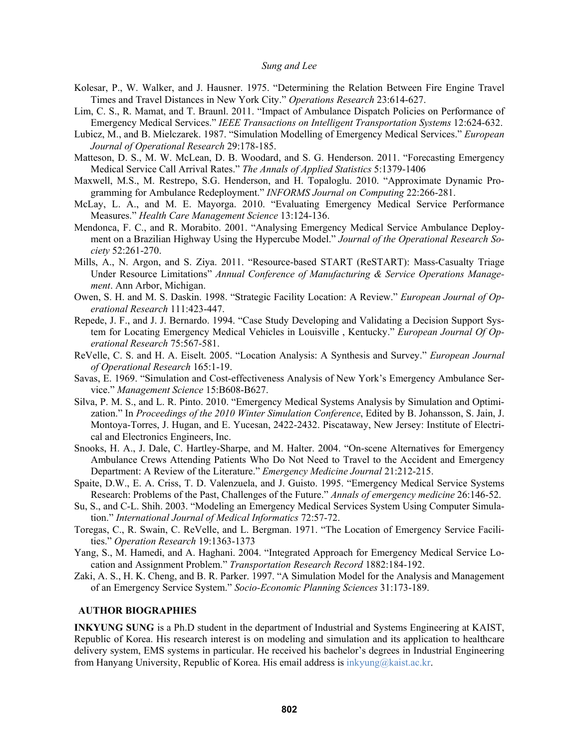Kolesar, P., W. Walker, and J. Hausner. 1975. "Determining the Relation Between Fire Engine Travel Times and Travel Distances in New York City." *Operations Research* 23:614-627.

Lim, C. S., R. Mamat, and T. Braunl. 2011. "Impact of Ambulance Dispatch Policies on Performance of Emergency Medical Services." *IEEE Transactions on Intelligent Transportation Systems* 12:624-632.

Lubicz, M., and B. Mielczarek. 1987. "Simulation Modelling of Emergency Medical Services." *European Journal of Operational Research* 29:178-185.

Matteson, D. S., M. W. McLean, D. B. Woodard, and S. G. Henderson. 2011. "Forecasting Emergency Medical Service Call Arrival Rates." *The Annals of Applied Statistics* 5:1379-1406

Maxwell, M.S., M. Restrepo, S.G. Henderson, and H. Topaloglu. 2010. "Approximate Dynamic Programming for Ambulance Redeployment." *INFORMS Journal on Computing* 22:266-281.

McLay, L. A., and M. E. Mayorga. 2010. "Evaluating Emergency Medical Service Performance Measures." *Health Care Management Science* 13:124-136.

Mendonca, F. C., and R. Morabito. 2001. "Analysing Emergency Medical Service Ambulance Deployment on a Brazilian Highway Using the Hypercube Model." *Journal of the Operational Research Society* 52:261-270.

Mills, A., N. Argon, and S. Ziya. 2011. "Resource-based START (ReSTART): Mass-Casualty Triage Under Resource Limitations" *Annual Conference of Manufacturing & Service Operations Management*. Ann Arbor, Michigan.

Owen, S. H. and M. S. Daskin. 1998. "Strategic Facility Location: A Review." *European Journal of Operational Research* 111:423-447.

Repede, J. F., and J. J. Bernardo. 1994. "Case Study Developing and Validating a Decision Support System for Locating Emergency Medical Vehicles in Louisville , Kentucky." *European Journal Of Operational Research* 75:567-581.

ReVelle, C. S. and H. A. Eiselt. 2005. "Location Analysis: A Synthesis and Survey." *European Journal of Operational Research* 165:1-19.

Savas, E. 1969. "Simulation and Cost-effectiveness Analysis of New York's Emergency Ambulance Service." *Management Science* 15:B608-B627.

Silva, P. M. S., and L. R. Pinto. 2010. "Emergency Medical Systems Analysis by Simulation and Optimization." In *Proceedings of the 2010 Winter Simulation Conference*, Edited by B. Johansson, S. Jain, J. Montoya-Torres, J. Hugan, and E. Yucesan, 2422-2432. Piscataway, New Jersey: Institute of Electrical and Electronics Engineers, Inc.

Snooks, H. A., J. Dale, C. Hartley-Sharpe, and M. Halter. 2004. "On-scene Alternatives for Emergency Ambulance Crews Attending Patients Who Do Not Need to Travel to the Accident and Emergency Department: A Review of the Literature." *Emergency Medicine Journal* 21:212-215.

Spaite, D.W., E. A. Criss, T. D. Valenzuela, and J. Guisto. 1995. "Emergency Medical Service Systems Research: Problems of the Past, Challenges of the Future." *Annals of emergency medicine* 26:146-52.

Su, S., and C-L. Shih. 2003. "Modeling an Emergency Medical Services System Using Computer Simulation." *International Journal of Medical Informatics* 72:57-72.

Toregas, C., R. Swain, C. ReVelle, and L. Bergman. 1971. "The Location of Emergency Service Facilities." *Operation Research* 19:1363-1373

Yang, S., M. Hamedi, and A. Haghani. 2004. "Integrated Approach for Emergency Medical Service Location and Assignment Problem." *Transportation Research Record* 1882:184-192.

Zaki, A. S., H. K. Cheng, and B. R. Parker. 1997. "A Simulation Model for the Analysis and Management of an Emergency Service System." *Socio-Economic Planning Sciences* 31:173-189.

## AUTHOR BIOGRAPHIES

**INKYUNG SUNG** is a Ph.D student in the department of Industrial and Systems Engineering at KAIST, Republic of Korea. His research interest is on modeling and simulation and its application to healthcare delivery system, EMS systems in particular. He received his bachelor's degrees in Industrial Engineering from Hanyang University, Republic of Korea. His email address is inkyung@kaist.ac.kr.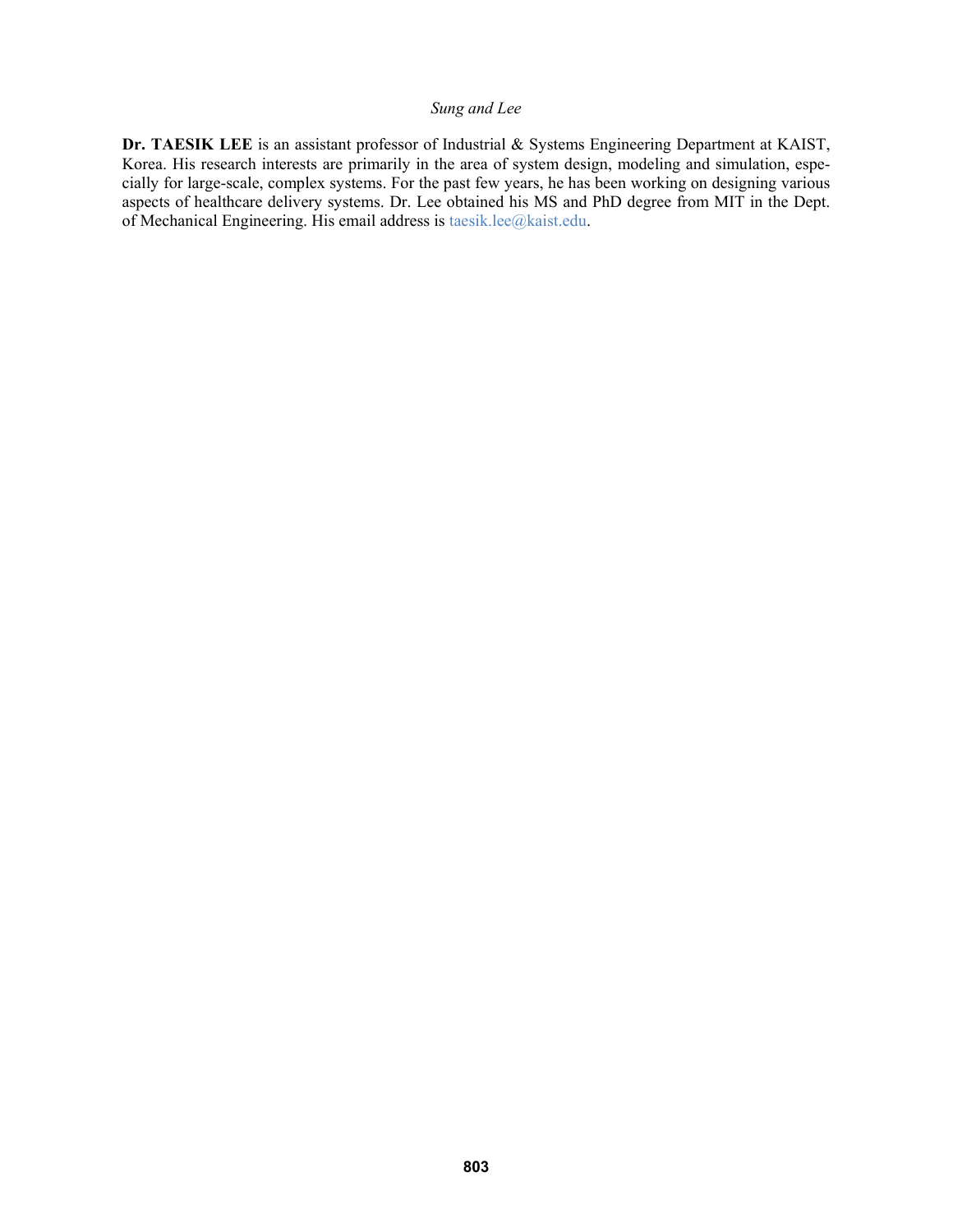**Dr. TAESIK LEE** is an assistant professor of Industrial & Systems Engineering Department at KAIST, Korea. His research interests are primarily in the area of system design, modeling and simulation, especially for large-scale, complex systems. For the past few years, he has been working on designing various aspects of healthcare delivery systems. Dr. Lee obtained his MS and PhD degree from MIT in the Dept. of Mechanical Engineering. His email address is taesik.lee@kaist.edu.